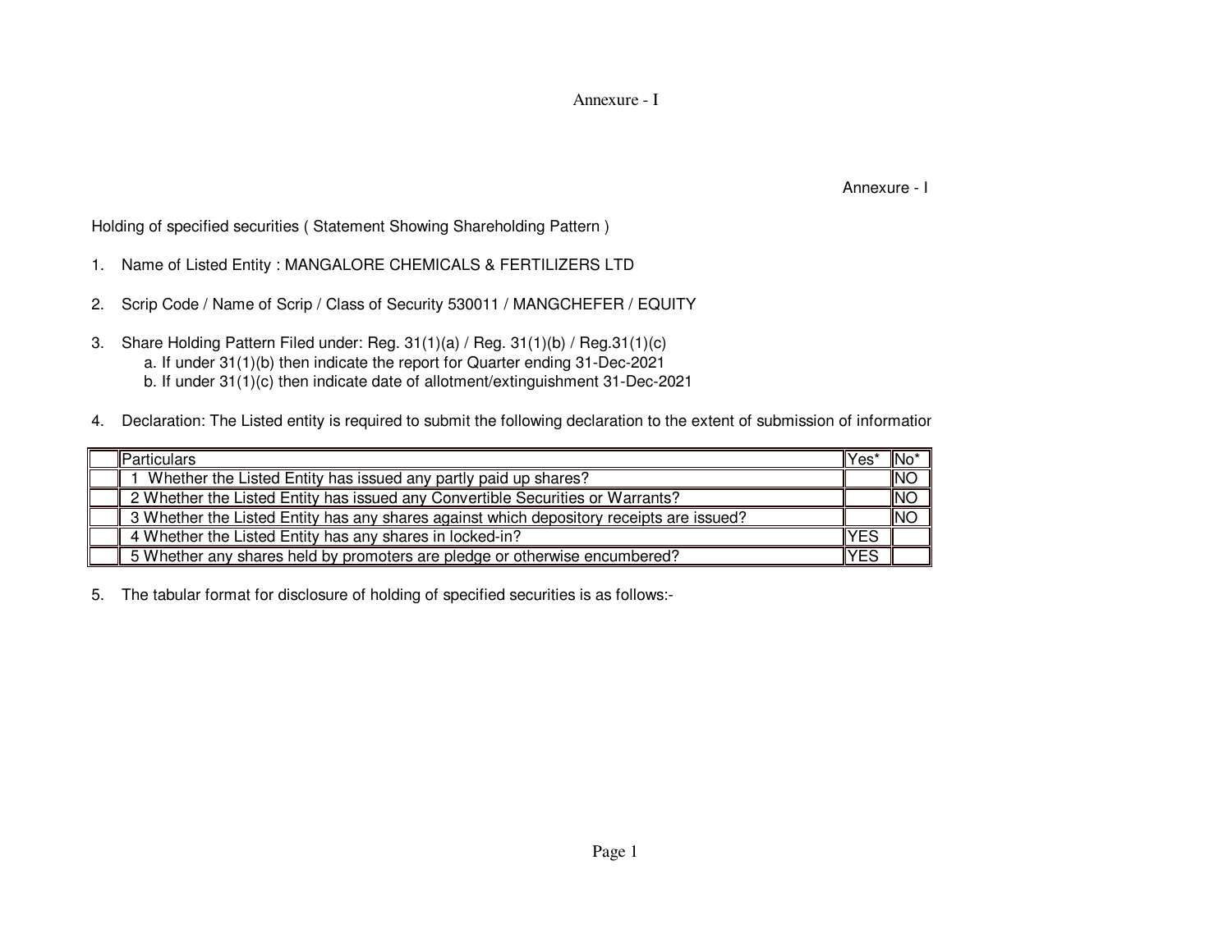Annexure - I

Annexure - I

Holding of specified securities ( Statement Showing Shareholding Pattern )

1. Name of Listed Entity : MANGALORE CHEMICALS & FERTILIZERS LTD

2. Scrip Code / Name of Scrip / Class of Security 530011 / MANGCHEFER / EQUITY

3. Share Holding Pattern Filed under: Reg. 31(1)(a) / Reg. 31(1)(b) / Reg.31(1)(c)
   a. If under 31(1)(b) then indicate the report for Quarter ending 31-Dec-2021
   b. If under 31(1)(c) then indicate date of allotment/extinguishment 31-Dec-2021

4. Declaration: The Listed entity is required to submit the following declaration to the extent of submission of informatior

| | Particulars | Yes* | No* |
|---|---|---|---|
| | 1 Whether the Listed Entity has issued any partly paid up shares? | | NO |
| | 2 Whether the Listed Entity has issued any Convertible Securities or Warrants? | | NO |
| | 3 Whether the Listed Entity has any shares against which depository receipts are issued? | | NO |
| | 4 Whether the Listed Entity has any shares in locked-in? | YES | |
| | 5 Whether any shares held by promoters are pledge or otherwise encumbered? | YES | |

5. The tabular format for disclosure of holding of specified securities is as follows:-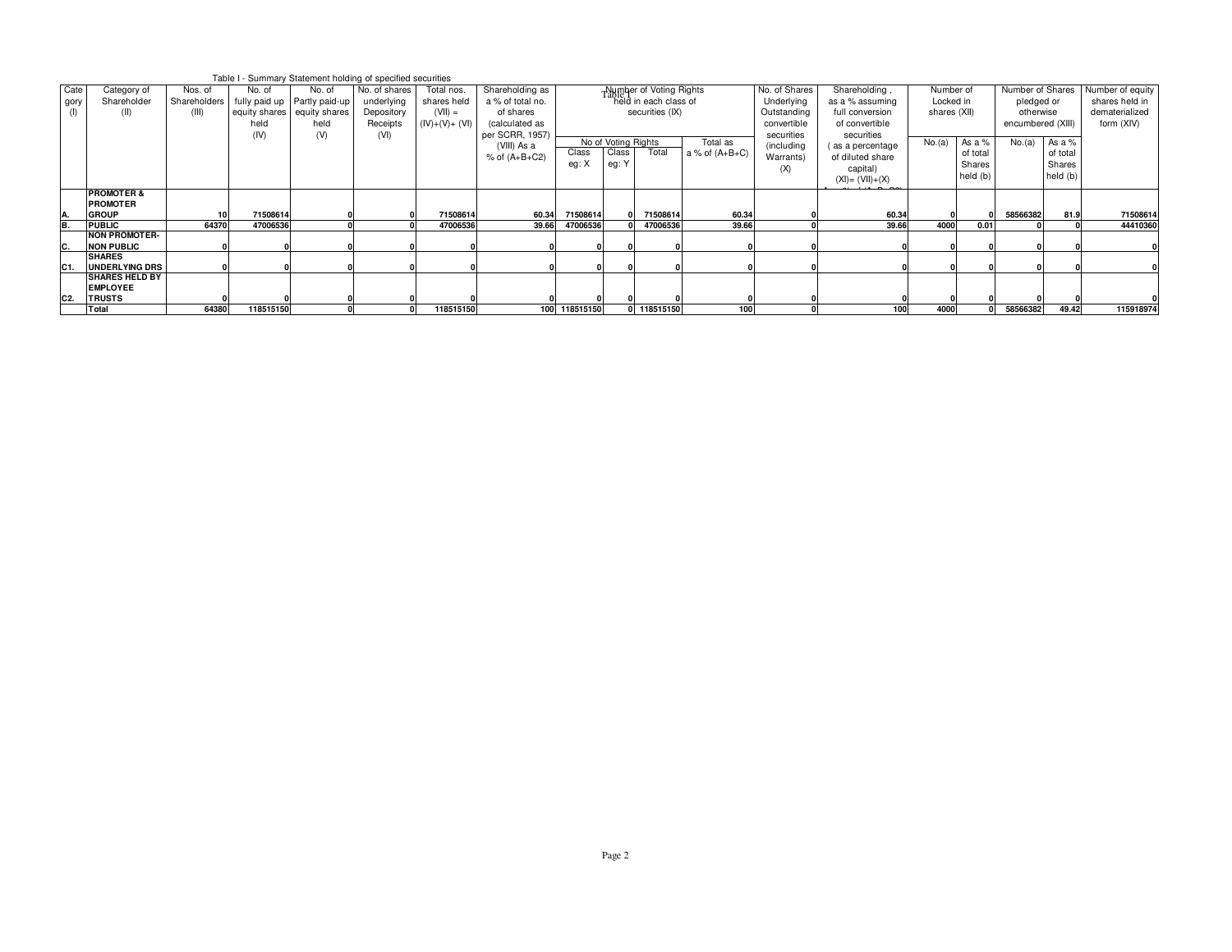Table I - Summary Statement holding of specified securities

| Category (I) | Category of Shareholder (II) | Nos. of Shareholders (III) | No. of fully paid up equity shares held (IV) | No. of Partly paid-up equity shares held (V) | No. of shares underlying Depository Receipts (VI) | Total nos. shares held (VII) = (IV)+(V)+ (VI) | Shareholding as a % of total no. of shares (calculated as per SCRR, 1957) (VIII) As a % of (A+B+C2) | Number of Voting Rights held in each class of securities (IX) | | | | No. of Shares Underlying Outstanding convertible securities (including Warrants) (X) | Shareholding , as a % assuming full conversion of convertible securities ( as a percentage of diluted share capital) (XI)= (VII)+(X) As a % of (A+B+C2) | Number of Locked in shares (XII) | | Number of Shares pledged or otherwise encumbered (XIII) | | Number of equity shares held in dematerialized form (XIV) |
|---|---|---|---|---|---|---|---|---|---|---|---|---|---|---|---|---|---|---|
| | | | | | | | | No of Voting Rights | | | Total as a % of (A+B+C) | | | No.(a) | As a % of total Shares held (b) | No.(a) | As a % of total Shares held (b) | |
| | | | | | | | | Class eg: X | Class eg: Y | Total | | | | | | | | |
| A. | PROMOTER & PROMOTER GROUP | 10 | 71508614 | 0 | 0 | 71508614 | 60.34 | 71508614 | 0 | 71508614 | 60.34 | 0 | 60.34 | 0 | 0 | 58566382 | 81.9 | 71508614 |
| B. | PUBLIC | 64370 | 47006536 | 0 | 0 | 47006536 | 39.66 | 47006536 | 0 | 47006536 | 39.66 | 0 | 39.66 | 4000 | 0.01 | 0 | 0 | 44410360 |
| C. | NON PROMOTER-NON PUBLIC | 0 | 0 | 0 | 0 | 0 | 0 | 0 | 0 | 0 | 0 | 0 | 0 | 0 | 0 | 0 | 0 | 0 |
| C1. | SHARES UNDERLYING DRS | 0 | 0 | 0 | 0 | 0 | 0 | 0 | 0 | 0 | 0 | 0 | 0 | 0 | 0 | 0 | 0 | 0 |
| C2. | SHARES HELD BY EMPLOYEE TRUSTS | 0 | 0 | 0 | 0 | 0 | 0 | 0 | 0 | 0 | 0 | 0 | 0 | 0 | 0 | 0 | 0 | 0 |
| | Total | 64380 | 118515150 | 0 | 0 | 118515150 | 100 | 118515150 | 0 | 118515150 | 100 | 0 | 100 | 4000 | 0 | 58566382 | 49.42 | 115918974 |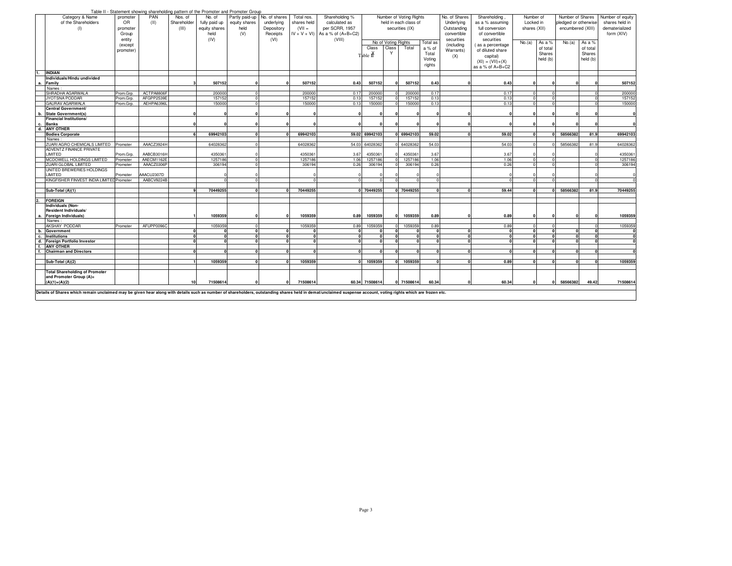Table II - Statement showing shareholding pattern of the Promoter and Promoter Group

| | Category & Name of the Shareholders (I) | promoter OR promoter Group entity (except promoter) | PAN (II) | Nos. of Shareholder (III) | No. of fully paid up equity shares held (IV) | Partly paid-up equity shares held (V) | No. of shares underlying Depository Receipts (VI) | Total nos. shares held (VII = IV + V + VI) | Shareholding % calculated as per SCRR, 1957 As a % of (A+B+C2) (VIII) | Number of Voting Rights held in each class of securities (IX) | | | | No. of Shares Underlying Outstanding convertible securities (including Warrants) (X) | Shareholding , as a % assuming full conversion of convertible securities ( as a percentage of diluted share capital) (XI) = (VII)+(X) as a % of A+B+C2 | Number of Locked in shares (XII) | | Number of Shares pledged or otherwise encumbered (XIII) | | Number of equity shares held in dematerialized form (XIV) |
|---|---|---|---|---|---|---|---|---|---|---|---|---|---|---|---|---|---|---|---|---|
| | | | | | | | | | | No of Voting Rights | | | Total as a % of Total Voting rights | | | No.(a) | As a % of total Shares held (b) | No.(a) | As a % of total Shares held (b) | |
| | | | | | | | | | | Class X | Class Y | Total | | | | | | | | |
| 1. | INDIAN | | | | | | | | | | | | | | | | | | | |
| a. | Individuals/Hindu undivided Family | | | 3 | 507152 | 0 | 0 | 507152 | 0.43 | 507152 | 0 | 507152 | 0.43 | 0 | 0.43 | 0 | 0 | 0 | 0 | 507152 |
| | Names : | | | | | | | | | | | | | | | | | | | |
| | SHRADHA AGARWALA | Prom.Grp. | ACTPA8806F | | 200000 | 0 | | 200000 | 0.17 | 200000 | 0 | 200000 | 0.17 | | 0.17 | 0 | 0 | | 0 | 200000 |
| | JYOTSNA PODDAR | Prom.Grp. | AFGPP2539E | | 157152 | 0 | | 157152 | 0.13 | 157152 | 0 | 157152 | 0.13 | | 0.13 | 0 | 0 | | 0 | 157152 |
| | GAURAV AGARWALA | Prom.Grp. | AEHPA6396L | | 150000 | 0 | | 150000 | 0.13 | 150000 | 0 | 150000 | 0.13 | | 0.13 | 0 | 0 | | 0 | 150000 |
| b. | Central Government/ State Government(s) | | | 0 | 0 | 0 | 0 | 0 | 0 | 0 | 0 | 0 | 0 | 0 | 0 | 0 | 0 | 0 | 0 | 0 |
| c. | Financial Institutions/ Banks | | | 0 | 0 | 0 | 0 | 0 | 0 | 0 | 0 | 0 | 0 | 0 | 0 | 0 | 0 | 0 | 0 | 0 |
| d. | ANY OTHER | | | | | | | | | | | | | | | | | | | |
| | Bodies Corporate | | | 6 | 69942103 | 0 | 0 | 69942103 | 59.02 | 69942103 | 0 | 69942103 | 59.02 | 0 | 59.02 | 0 | 0 | 58566382 | 81.9 | 69942103 |
| | Names : | | | | | | | | | | | | | | | | | | | |
| | ZUARI AGRO CHEMICALS LIMITED | Promoter | AAACZ3924H | | 64028362 | 0 | | 64028362 | 54.03 | 64028362 | 0 | 64028362 | 54.03 | | 54.03 | 0 | 0 | 58566382 | 81.9 | 64028362 |
| | ADVENTZ FINANCE PRIVATE LIMITED | Prom.Grp. | AABCB3016H | | 4350361 | 0 | | 4350361 | 3.67 | 4350361 | 0 | 4350361 | 3.67 | | 3.67 | 0 | 0 | | 0 | 4350361 |
| | MCDOWELL HOLDINGS LIMITED | Promoter | AAECM1162E | | 1257186 | 0 | | 1257186 | 1.06 | 1257186 | 0 | 1257186 | 1.06 | | 1.06 | 0 | 0 | | 0 | 1257186 |
| | ZUARI GLOBAL LIMITED | Promoter | AAACZ0306P | | 306194 | 0 | | 306194 | 0.26 | 306194 | 0 | 306194 | 0.26 | | 0.26 | 0 | 0 | | 0 | 306194 |
| | UNITED BREWERIES HOLDINGS LIMITED | Promoter | AAACU2307D | | 0 | 0 | | 0 | 0 | 0 | 0 | 0 | 0 | | 0 | 0 | 0 | | 0 | 0 |
| | KINGFISHER FINVEST INDIA LIMITED | Promoter | AABCV9224B | | 0 | 0 | | 0 | 0 | 0 | 0 | 0 | 0 | | 0 | 0 | 0 | | 0 | 0 |
| | Sub-Total (A)(1) | | | 9 | 70449255 | 0 | 0 | 70449255 | 0 | 70449255 | 0 | 70449255 | 0 | 0 | 59.44 | 0 | 0 | 58566382 | 81.9 | 70449255 |
| 2. | FOREIGN | | | | | | | | | | | | | | | | | | | |
| a. | Individuals (Non-Resident Individuals/ Foreign Individuals) | | | 1 | 1059359 | 0 | 0 | 1059359 | 0.89 | 1059359 | 0 | 1059359 | 0.89 | 0 | 0.89 | 0 | 0 | 0 | 0 | 1059359 |
| | Names : | | | | | | | | | | | | | | | | | | | |
| | AKSHAY PODDAR | Promoter | AFUPP0096C | | 1059359 | 0 | | 1059359 | 0.89 | 1059359 | 0 | 1059359 | 0.89 | | 0.89 | 0 | 0 | | 0 | 1059359 |
| b. | Government | | | 0 | 0 | 0 | 0 | 0 | 0 | 0 | 0 | 0 | 0 | 0 | 0 | 0 | 0 | 0 | 0 | 0 |
| c. | Institutions | | | 0 | 0 | 0 | 0 | 0 | 0 | 0 | 0 | 0 | 0 | 0 | 0 | 0 | 0 | 0 | 0 | 0 |
| d. | Foreign Portfolio Investor | | | 0 | 0 | 0 | 0 | 0 | 0 | 0 | 0 | 0 | 0 | 0 | 0 | 0 | 0 | 0 | 0 | 0 |
| f. | ANY OTHER | | | | | | | | | | | | | | | | | | | |
| f. | Chairman and Directors | | | 0 | 0 | 0 | 0 | 0 | 0 | 0 | 0 | 0 | 0 | 0 | 0 | 0 | 0 | 0 | 0 | 0 |
| | Sub-Total (A)(2) | | | 1 | 1059359 | 0 | 0 | 1059359 | 0 | 1059359 | 0 | 1059359 | 0 | 0 | 0.89 | 0 | 0 | 0 | 0 | 1059359 |
| | Total Shareholding of Promoter and Promoter Group (A)= (A)(1)+(A)(2) | | | 10 | 71508614 | 0 | 0 | 71508614 | 60.34 | 71508614 | 0 | 71508614 | 60.34 | 0 | 60.34 | 0 | 0 | 58566382 | 49.42 | 71508614 |

Details of Shares which remain unclaimed may be given hear along with details such as number of shareholders, outstanding shares held in demat/unclaimed suspense account, voting rights which are frozen etc.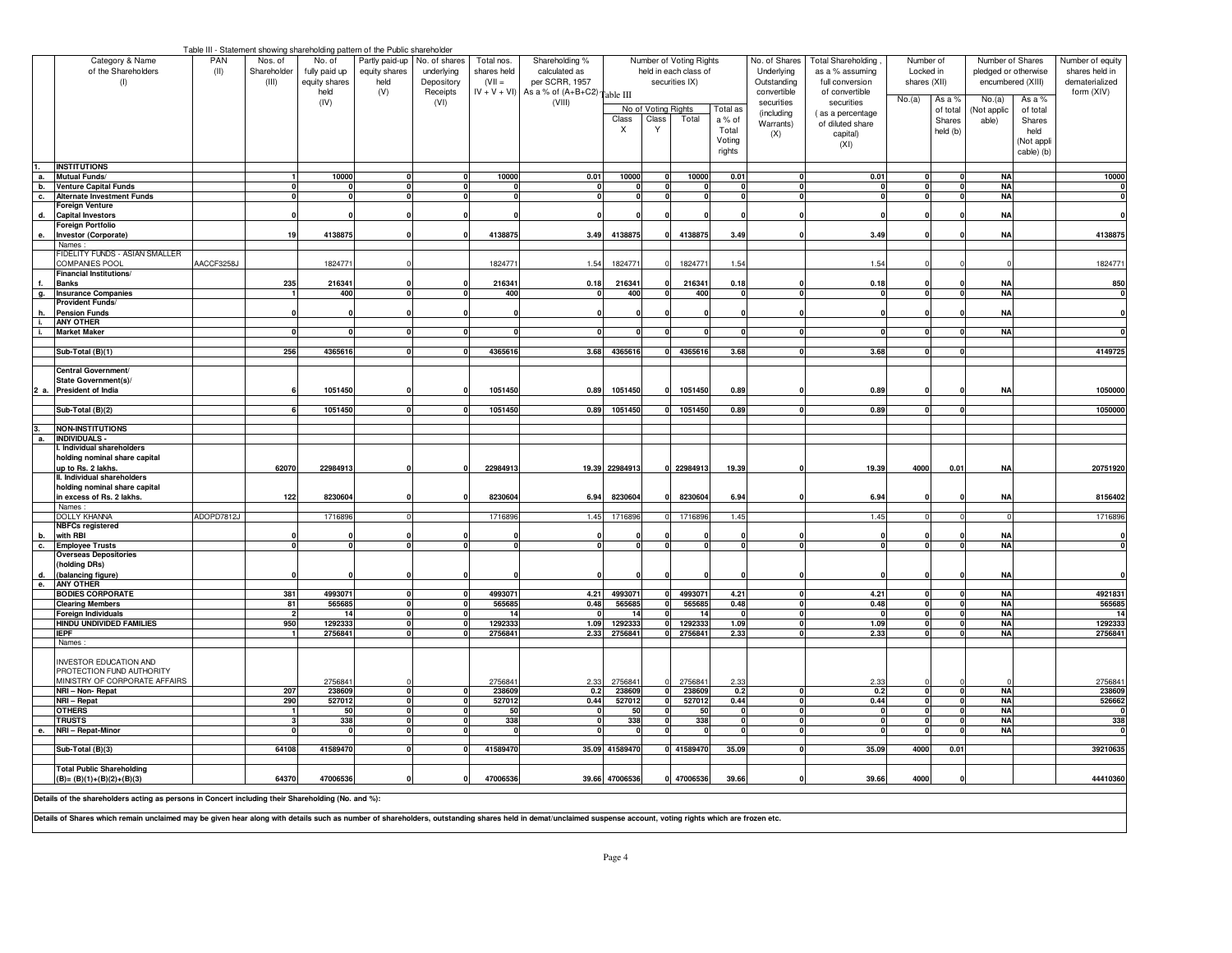Table III - Statement showing shareholding pattern of the Public shareholder

| | Category & Name of the Shareholders (I) | PAN (II) | Nos. of Shareholder (III) | No. of fully paid up equity shares held (IV) | Partly paid-up equity shares held (V) | No. of shares underlying Depository Receipts (VI) | Total nos. shares held (VII = IV + V + VI) | Shareholding % calculated as per SCRR, 1957 As a % of (A+B+C2) (VIII) | Number of Voting Rights held in each class of securities IX) | | | | No. of Shares Underlying Outstanding convertible securities (including Warrants) (X) | Total Shareholding , as a % assuming full conversion of convertible securities ( as a percentage of diluted share capital) (XI) | Number of Locked in shares (XII) | | Number of Shares pledged or otherwise encumbered (XIII) | | Number of equity shares held in dematerialized form (XIV) |
|---|---|---|---|---|---|---|---|---|---|---|---|---|---|---|---|---|---|---|---|
| | | | | | | | | | No of Voting Rights | | | Total as a % of Total Voting rights | | | No.(a) | As a % of total Shares held (b) | No.(a) (Not applic able) | As a % of total Shares held (Not appli cable) (b) | |
| | | | | | | | | | Class X | Class Y | Total | | | | | | | | |
| 1. | **INSTITUTIONS** | | | | | | | | | | | | | | | | | | |
| a. | **Mutual Funds/** | | 1 | 10000 | 0 | 0 | 10000 | 0.01 | 10000 | 0 | 10000 | 0.01 | 0 | 0.01 | 0 | 0 | NA | | 10000 |
| b. | **Venture Capital Funds** | | 0 | 0 | 0 | 0 | 0 | 0 | 0 | 0 | 0 | 0 | 0 | 0 | 0 | 0 | NA | | 0 |
| c. | **Alternate Investment Funds** | | 0 | 0 | 0 | 0 | 0 | 0 | 0 | 0 | 0 | 0 | 0 | 0 | 0 | 0 | NA | | 0 |
| d. | **Foreign Venture Capital Investors** | | 0 | 0 | 0 | 0 | 0 | 0 | 0 | 0 | 0 | 0 | 0 | 0 | 0 | 0 | NA | | 0 |
| e. | **Foreign Portfolio Investor (Corporate)** | | 19 | 4138875 | 0 | 0 | 4138875 | 3.49 | 4138875 | 0 | 4138875 | 3.49 | 0 | 3.49 | 0 | 0 | NA | | 4138875 |
| | Names : | | | | | | | | | | | | | | | | | | |
| | FIDELITY FUNDS - ASIAN SMALLER COMPANIES POOL | AACCF3258J | | 1824771 | 0 | | 1824771 | 1.54 | 1824771 | 0 | 1824771 | 1.54 | | 1.54 | 0 | 0 | 0 | | 1824771 |
| f. | **Financial Institutions/ Banks** | | 235 | 216341 | 0 | 0 | 216341 | 0.18 | 216341 | 0 | 216341 | 0.18 | 0 | 0.18 | 0 | 0 | NA | | 850 |
| g. | **Insurance Companies** | | 1 | 400 | 0 | 0 | 400 | 0 | 400 | 0 | 400 | 0 | 0 | 0 | 0 | 0 | NA | | 0 |
| h. | **Provident Funds/ Pension Funds** | | 0 | 0 | 0 | 0 | 0 | 0 | 0 | 0 | 0 | 0 | 0 | 0 | 0 | 0 | NA | | 0 |
| i. | **ANY OTHER** | | | | | | | | | | | | | | | | | | |
| i. | **Market Maker** | | 0 | 0 | 0 | 0 | 0 | 0 | 0 | 0 | 0 | 0 | 0 | 0 | 0 | 0 | NA | | 0 |
| | **Sub-Total (B)(1)** | | 256 | 4365616 | 0 | 0 | 4365616 | 3.68 | 4365616 | 0 | 4365616 | 3.68 | 0 | 3.68 | 0 | 0 | | | 4149725 |
| 2 a. | **Central Government/ State Government(s)/ President of India** | | 6 | 1051450 | 0 | 0 | 1051450 | 0.89 | 1051450 | 0 | 1051450 | 0.89 | 0 | 0.89 | 0 | 0 | NA | | 1050000 |
| | **Sub-Total (B)(2)** | | 6 | 1051450 | 0 | 0 | 1051450 | 0.89 | 1051450 | 0 | 1051450 | 0.89 | 0 | 0.89 | 0 | 0 | | | 1050000 |
| 3. | **NON-INSTITUTIONS** | | | | | | | | | | | | | | | | | | |
| a. | **INDIVIDUALS -** | | | | | | | | | | | | | | | | | | |
| | **I. Individual shareholders holding nominal share capital up to Rs. 2 lakhs.** | | 62070 | 22984913 | 0 | 0 | 22984913 | 19.39 | 22984913 | 0 | 22984913 | 19.39 | 0 | 19.39 | 4000 | 0.01 | NA | | 20751920 |
| | **II. Individual shareholders holding nominal share capital in excess of Rs. 2 lakhs.** | | 122 | 8230604 | 0 | 0 | 8230604 | 6.94 | 8230604 | 0 | 8230604 | 6.94 | 0 | 6.94 | 0 | 0 | NA | | 8156402 |
| | Names : | | | | | | | | | | | | | | | | | | |
| | DOLLY KHANNA | ADOPD7812J | | 1716896 | 0 | | 1716896 | 1.45 | 1716896 | 0 | 1716896 | 1.45 | | 1.45 | 0 | 0 | 0 | | 1716896 |
| b. | **NBFCs registered with RBI** | | 0 | 0 | 0 | 0 | 0 | 0 | 0 | 0 | 0 | 0 | 0 | 0 | 0 | 0 | NA | | 0 |
| c. | **Employee Trusts** | | 0 | 0 | 0 | 0 | 0 | 0 | 0 | 0 | 0 | 0 | 0 | 0 | 0 | 0 | NA | | 0 |
| d. | **Overseas Depositories (holding DRs) (balancing figure)** | | 0 | 0 | 0 | 0 | 0 | 0 | 0 | 0 | 0 | 0 | 0 | 0 | 0 | 0 | NA | | 0 |
| e. | **ANY OTHER** | | | | | | | | | | | | | | | | | | |
| | **BODIES CORPORATE** | | 381 | 4993071 | 0 | 0 | 4993071 | 4.21 | 4993071 | 0 | 4993071 | 4.21 | 0 | 4.21 | 0 | 0 | NA | | 4921831 |
| | **Clearing Members** | | 81 | 565685 | 0 | 0 | 565685 | 0.48 | 565685 | 0 | 565685 | 0.48 | 0 | 0.48 | 0 | 0 | NA | | 565685 |
| | **Foreign Individuals** | | 2 | 14 | 0 | 0 | 14 | 0 | 14 | 0 | 14 | 0 | 0 | 0 | 0 | 0 | NA | | 14 |
| | **HINDU UNDIVIDED FAMILIES** | | 950 | 1292333 | 0 | 0 | 1292333 | 1.09 | 1292333 | 0 | 1292333 | 1.09 | 0 | 1.09 | 0 | 0 | NA | | 1292333 |
| | **IEPF** | | 1 | 2756841 | 0 | 0 | 2756841 | 2.33 | 2756841 | 0 | 2756841 | 2.33 | 0 | 2.33 | 0 | 0 | NA | | 2756841 |
| | Names : | | | | | | | | | | | | | | | | | | |
| | INVESTOR EDUCATION AND PROTECTION FUND AUTHORITY MINISTRY OF CORPORATE AFFAIRS | | | 2756841 | 0 | | 2756841 | 2.33 | 2756841 | 0 | 2756841 | 2.33 | | 2.33 | 0 | 0 | 0 | | 2756841 |
| | **NRI – Non- Repat** | | 207 | 238609 | 0 | 0 | 238609 | 0.2 | 238609 | 0 | 238609 | 0.2 | 0 | 0.2 | 0 | 0 | NA | | 238609 |
| | **NRI – Repat** | | 290 | 527012 | 0 | 0 | 527012 | 0.44 | 527012 | 0 | 527012 | 0.44 | 0 | 0.44 | 0 | 0 | NA | | 526662 |
| | **OTHERS** | | 1 | 50 | 0 | 0 | 50 | 0 | 50 | 0 | 50 | 0 | 0 | 0 | 0 | 0 | NA | | 0 |
| | **TRUSTS** | | 3 | 338 | 0 | 0 | 338 | 0 | 338 | 0 | 338 | 0 | 0 | 0 | 0 | 0 | NA | | 338 |
| e. | **NRI – Repat-Minor** | | 0 | 0 | 0 | 0 | 0 | 0 | 0 | 0 | 0 | 0 | 0 | 0 | 0 | 0 | NA | | 0 |
| | **Sub-Total (B)(3)** | | 64108 | 41589470 | 0 | 0 | 41589470 | 35.09 | 41589470 | 0 | 41589470 | 35.09 | 0 | 35.09 | 4000 | 0.01 | | | 39210635 |
| | **Total Public Shareholding (B)= (B)(1)+(B)(2)+(B)(3)** | | 64370 | 47006536 | 0 | 0 | 47006536 | 39.66 | 47006536 | 0 | 47006536 | 39.66 | 0 | 39.66 | 4000 | 0 | | | 44410360 |

**Details of the shareholders acting as persons in Concert including their Shareholding (No. and %):**

**Details of Shares which remain unclaimed may be given hear along with details such as number of shareholders, outstanding shares held in demat/unclaimed suspense account, voting rights which are frozen etc.**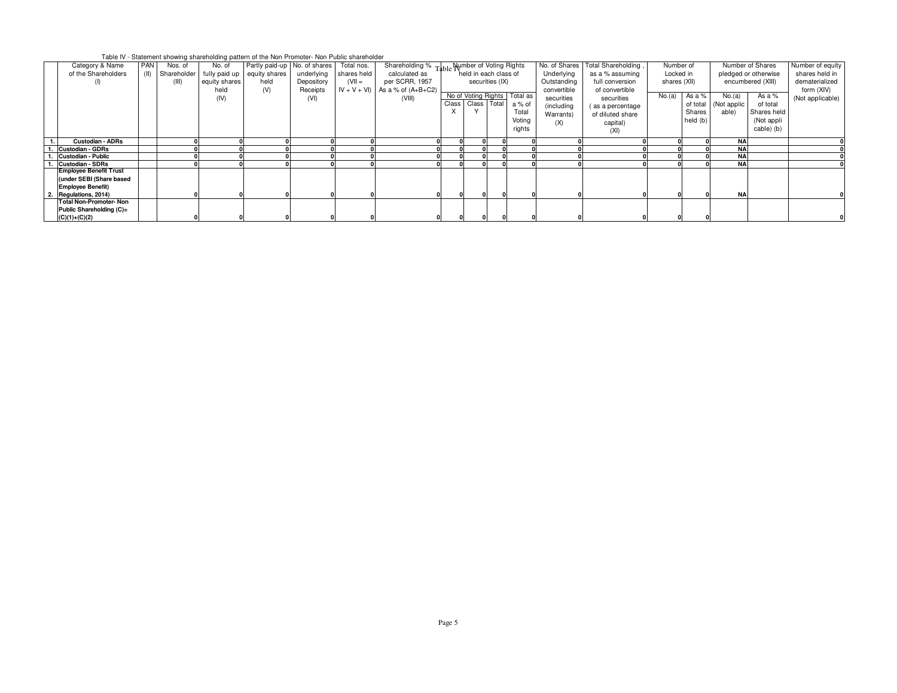Table IV - Statement showing shareholding pattern of the Non Promoter- Non Public shareholder

| | Category & Name of the Shareholders (I) | PAN (II) | Nos. of Shareholder (III) | No. of fully paid up equity shares held (IV) | Partly paid-up equity shares held (V) | No. of shares underlying Depository Receipts (VI) | Total nos. shares held (VII = IV + V + VI) | Shareholding % calculated as per SCRR, 1957 As a % of (A+B+C2) (VIII) | Number of Voting Rights held in each class of securities (IX) | | | | No. of Shares Underlying Outstanding convertible securities (including Warrants) (X) | Total Shareholding , as a % assuming full conversion of convertible securities ( as a percentage of diluted share capital) (XI) | Number of Locked in shares (XII) | | Number of Shares pledged or otherwise encumbered (XIII) | | Number of equity shares held in dematerialized form (XIV) (Not applicable) |
|---|---|---|---|---|---|---|---|---|---|---|---|---|---|---|---|---|---|---|---|
| | | | | | | | | | No of Voting Rights | | | Total as a % of Total Voting rights | | | No.(a) | As a % of total Shares held (b) | No.(a) (Not applicable) | As a % of total Shares held (Not applicable) (b) | |
| | | | | | | | | | Class X | Class Y | Total | | | | | | | | |
| 1. | Custodian - ADRs | | 0 | 0 | 0 | 0 | 0 | 0 | 0 | 0 | 0 | 0 | 0 | 0 | 0 | 0 | NA | | 0 |
| 1. | Custodian - GDRs | | 0 | 0 | 0 | 0 | 0 | 0 | 0 | 0 | 0 | 0 | 0 | 0 | 0 | 0 | NA | | 0 |
| 1. | Custodian - Public | | 0 | 0 | 0 | 0 | 0 | 0 | 0 | 0 | 0 | 0 | 0 | 0 | 0 | 0 | NA | | 0 |
| 1. | Custodian - SDRs | | 0 | 0 | 0 | 0 | 0 | 0 | 0 | 0 | 0 | 0 | 0 | 0 | 0 | 0 | NA | | 0 |
| 2. | Employee Benefit Trust (under SEBI (Share based Employee Benefit) Regulations, 2014) | | 0 | 0 | 0 | 0 | 0 | 0 | 0 | 0 | 0 | 0 | 0 | 0 | 0 | 0 | NA | | 0 |
| | Total Non-Promoter- Non Public Shareholding (C)= (C)(1)+(C)(2) | | 0 | 0 | 0 | 0 | 0 | 0 | 0 | 0 | 0 | 0 | 0 | 0 | 0 | 0 | | | 0 |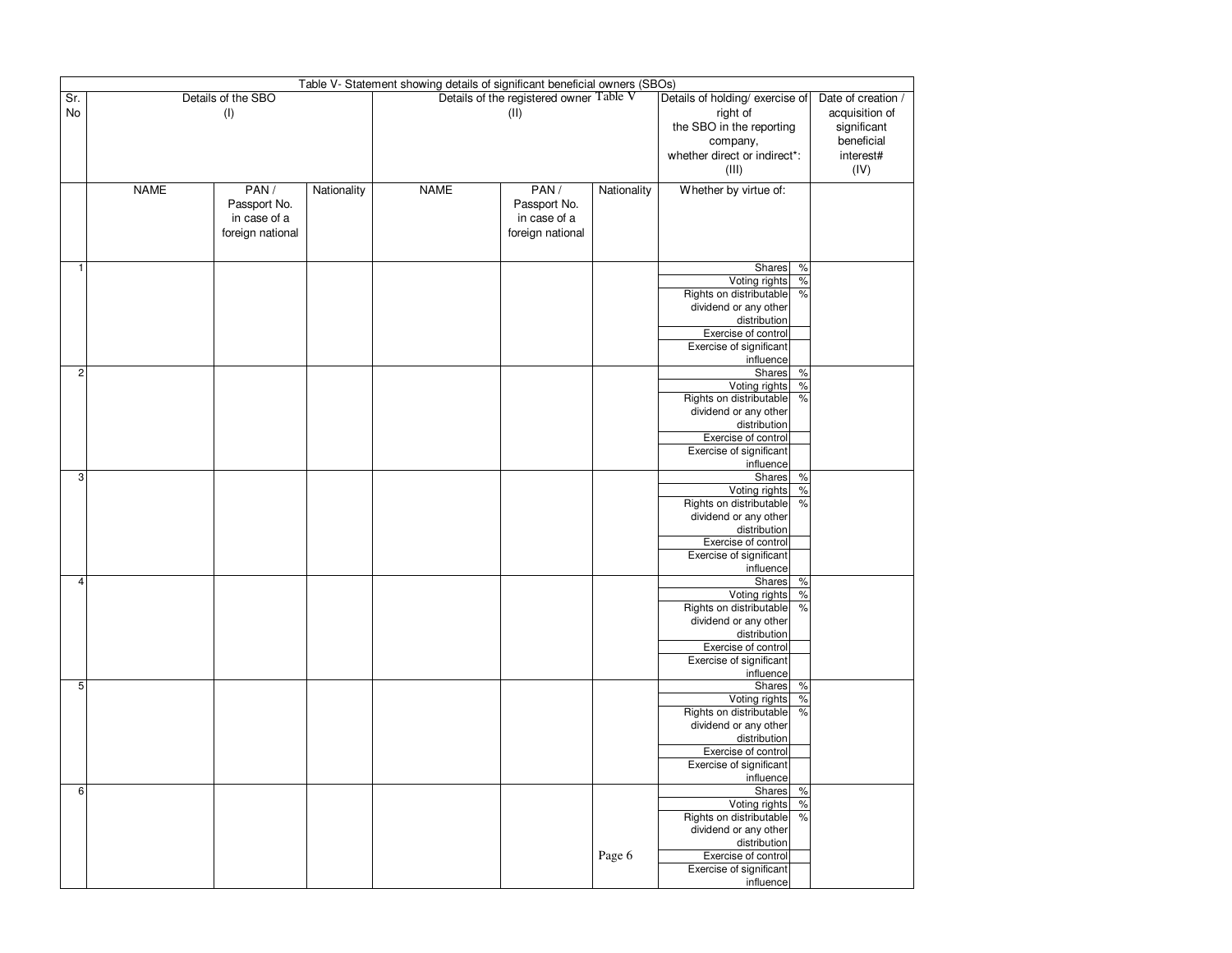| Table V- Statement showing details of significant beneficial owners (SBOs) | | | | | | | | | |
|---|---|---|---|---|---|---|---|---|---|
| Sr. No | Details of the SBO (I) | | | Details of the registered owner (II) | | | Details of holding/ exercise of right of the SBO in the reporting company, whether direct or indirect*: (III) | | Date of creation / acquisition of significant beneficial interest# (IV) |
| | NAME | PAN / Passport No. in case of a foreign national | Nationality | NAME | PAN / Passport No. in case of a foreign national | Nationality | Whether by virtue of: | | |
| 1 | | | | | | | Shares | % | |
| | | | | | | | Voting rights | % | |
| | | | | | | | Rights on distributable dividend or any other distribution | % | |
| | | | | | | | Exercise of control | | |
| | | | | | | | Exercise of significant influence | | |
| 2 | | | | | | | Shares | % | |
| | | | | | | | Voting rights | % | |
| | | | | | | | Rights on distributable dividend or any other distribution | % | |
| | | | | | | | Exercise of control | | |
| | | | | | | | Exercise of significant influence | | |
| 3 | | | | | | | Shares | % | |
| | | | | | | | Voting rights | % | |
| | | | | | | | Rights on distributable dividend or any other distribution | % | |
| | | | | | | | Exercise of control | | |
| | | | | | | | Exercise of significant influence | | |
| 4 | | | | | | | Shares | % | |
| | | | | | | | Voting rights | % | |
| | | | | | | | Rights on distributable dividend or any other distribution | % | |
| | | | | | | | Exercise of control | | |
| | | | | | | | Exercise of significant influence | | |
| 5 | | | | | | | Shares | % | |
| | | | | | | | Voting rights | % | |
| | | | | | | | Rights on distributable dividend or any other distribution | % | |
| | | | | | | | Exercise of control | | |
| | | | | | | | Exercise of significant influence | | |
| 6 | | | | | | | Shares | % | |
| | | | | | | | Voting rights | % | |
| | | | | | | | Rights on distributable dividend or any other distribution | % | |
| | | | | | | | Exercise of control | | |
| | | | | | | | Exercise of significant influence | | |